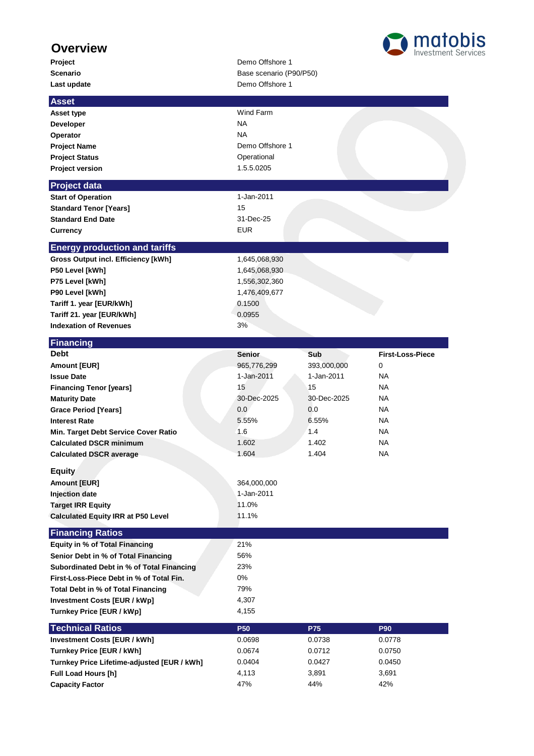# Overview

| | |
|---|---|
| **Project** | Demo Offshore 1 |
| **Scenario** | Base scenario (P90/P50) |
| **Last update** | Demo Offshore 1 |

## Asset

| | |
|---|---|
| **Asset type** | Wind Farm |
| **Developer** | NA |
| **Operator** | NA |
| **Project Name** | Demo Offshore 1 |
| **Project Status** | Operational |
| **Project version** | 1.5.5.0205 |

## Project data

| | |
|---|---|
| **Start of Operation** | 1-Jan-2011 |
| **Standard Tenor [Years]** | 15 |
| **Standard End Date** | 31-Dec-25 |
| **Currency** | EUR |

## Energy production and tariffs

| | |
|---|---|
| **Gross Output incl. Efficiency [kWh]** | 1,645,068,930 |
| **P50 Level [kWh]** | 1,645,068,930 |
| **P75 Level [kWh]** | 1,556,302,360 |
| **P90 Level [kWh]** | 1,476,409,677 |
| **Tariff 1. year [EUR/kWh]** | 0.1500 |
| **Tariff 21. year [EUR/kWh]** | 0.0955 |
| **Indexation of Revenues** | 3% |

## Financing

| **Debt** | **Senior** | **Sub** | **First-Loss-Piece** |
|---|---|---|---|
| **Amount [EUR]** | 965,776,299 | 393,000,000 | 0 |
| **Issue Date** | 1-Jan-2011 | 1-Jan-2011 | NA |
| **Financing Tenor [years]** | 15 | 15 | NA |
| **Maturity Date** | 30-Dec-2025 | 30-Dec-2025 | NA |
| **Grace Period [Years]** | 0.0 | 0.0 | NA |
| **Interest Rate** | 5.55% | 6.55% | NA |
| **Min. Target Debt Service Cover Ratio** | 1.6 | 1.4 | NA |
| **Calculated DSCR minimum** | 1.602 | 1.402 | NA |
| **Calculated DSCR average** | 1.604 | 1.404 | NA |

**Equity**

| | |
|---|---|
| **Amount [EUR]** | 364,000,000 |
| **Injection date** | 1-Jan-2011 |
| **Target IRR Equity** | 11.0% |
| **Calculated Equity IRR at P50 Level** | 11.1% |

## Financing Ratios

| | |
|---|---|
| **Equity in % of Total Financing** | 21% |
| **Senior Debt in % of Total Financing** | 56% |
| **Subordinated Debt in % of Total Financing** | 23% |
| **First-Loss-Piece Debt in % of Total Fin.** | 0% |
| **Total Debt in % of Total Financing** | 79% |
| **Investment Costs [EUR / kWp]** | 4,307 |
| **Turnkey Price [EUR / kWp]** | 4,155 |

## Technical Ratios

| | **P50** | **P75** | **P90** |
|---|---|---|---|
| **Investment Costs [EUR / kWh]** | 0.0698 | 0.0738 | 0.0778 |
| **Turnkey Price [EUR / kWh]** | 0.0674 | 0.0712 | 0.0750 |
| **Turnkey Price Lifetime-adjusted [EUR / kWh]** | 0.0404 | 0.0427 | 0.0450 |
| **Full Load Hours [h]** | 4,113 | 3,891 | 3,691 |
| **Capacity Factor** | 47% | 44% | 42% |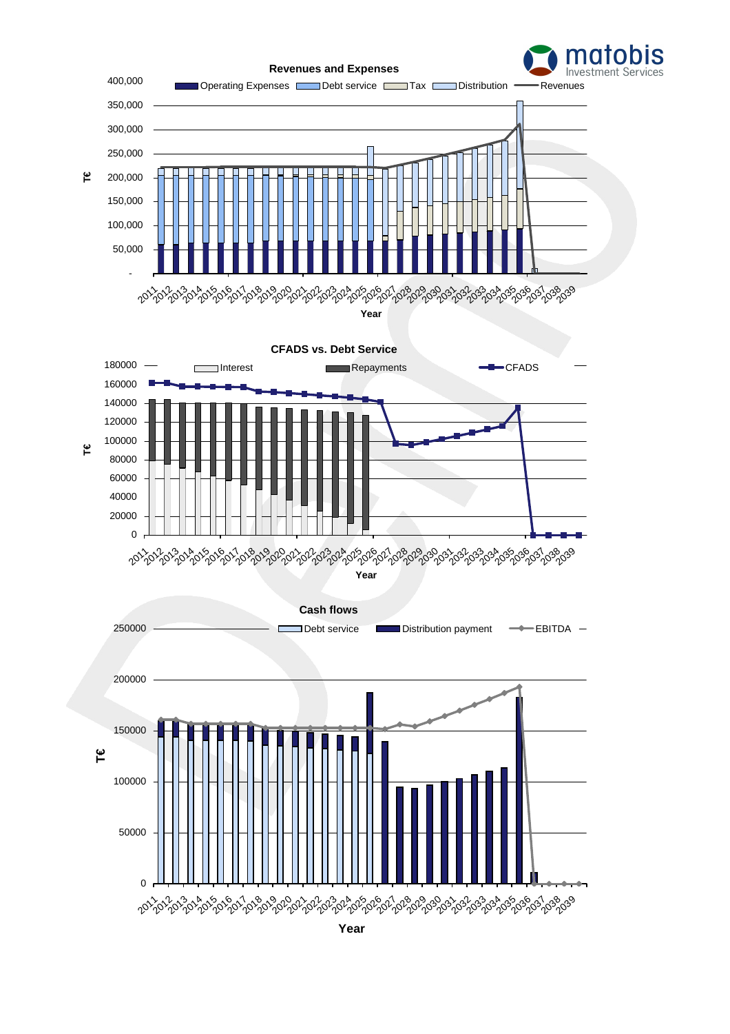## Revenues and Expenses

Operating Expenses | Debt service | Tax | Distribution | Revenues

T€: 400,000 / 350,000 / 300,000 / 250,000 / 200,000 / 150,000 / 100,000 / 50,000 / -

Year: 2011 2012 2013 2014 2015 2016 2017 2018 2019 2020 2021 2022 2023 2024 2025 2026 2027 2028 2029 2030 2031 2032 2033 2034 2035 2036 2037 2038 2039

## CFADS vs. Debt Service

Interest | Repayments | CFADS

T€: 180000 / 160000 / 140000 / 120000 / 100000 / 80000 / 60000 / 40000 / 20000 / 0

Year: 2011 2012 2013 2014 2015 2016 2017 2018 2019 2020 2021 2022 2023 2024 2025 2026 2027 2028 2029 2030 2031 2032 2033 2034 2035 2036 2037 2038 2039

## Cash flows

Debt service | Distribution payment | EBITDA

T€: 250000 / 200000 / 150000 / 100000 / 50000 / 0

Year: 2011 2012 2013 2014 2015 2016 2017 2018 2019 2020 2021 2022 2023 2024 2025 2026 2027 2028 2029 2030 2031 2032 2033 2034 2035 2036 2037 2038 2039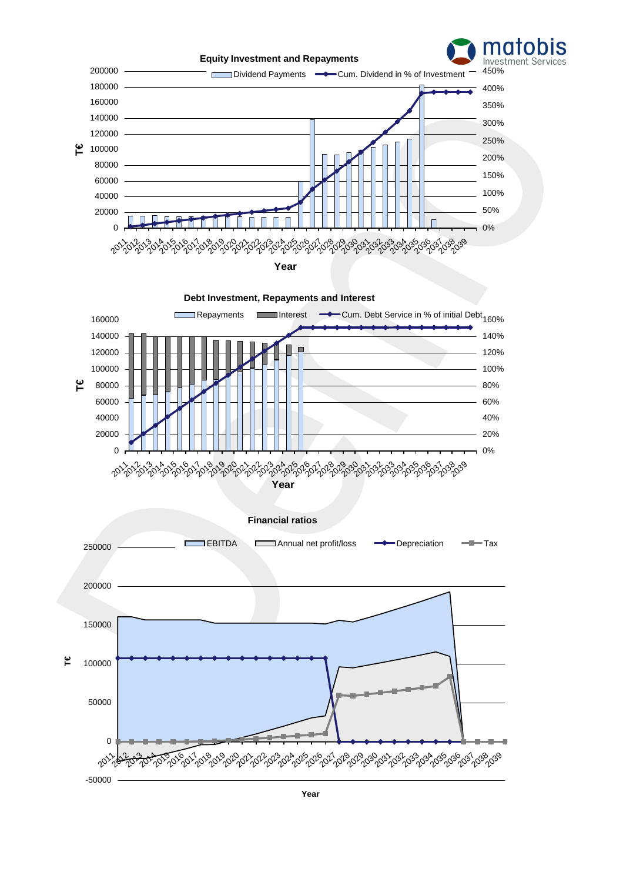### Equity Investment and Repayments

### Debt Investment, Repayments and Interest

### Financial ratios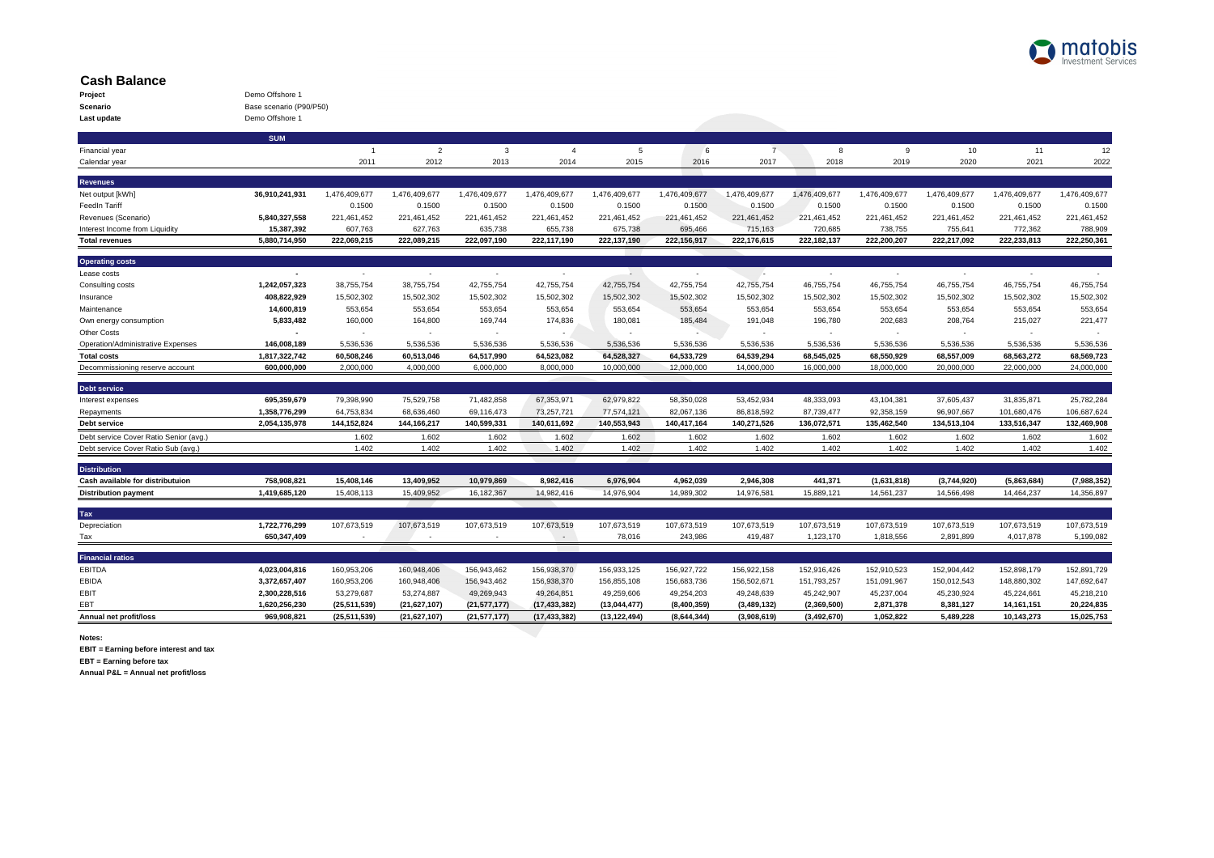## Cash Balance

**Project** Demo Offshore 1
**Scenario** Base scenario (P90/P50)
**Last update** Demo Offshore 1

| | SUM | | | | | | | | | | | | |
|---|---|---|---|---|---|---|---|---|---|---|---|---|---|
| Financial year | | 1 | 2 | 3 | 4 | 5 | 6 | 7 | 8 | 9 | 10 | 11 | 12 |
| Calendar year | | 2011 | 2012 | 2013 | 2014 | 2015 | 2016 | 2017 | 2018 | 2019 | 2020 | 2021 | 2022 |
| **Revenues** | | | | | | | | | | | | | |
| Net output [kWh] | 36,910,241,931 | 1,476,409,677 | 1,476,409,677 | 1,476,409,677 | 1,476,409,677 | 1,476,409,677 | 1,476,409,677 | 1,476,409,677 | 1,476,409,677 | 1,476,409,677 | 1,476,409,677 | 1,476,409,677 | 1,476,409,677 |
| FeedIn Tariff | | 0.1500 | 0.1500 | 0.1500 | 0.1500 | 0.1500 | 0.1500 | 0.1500 | 0.1500 | 0.1500 | 0.1500 | 0.1500 | 0.1500 |
| Revenues (Scenario) | 5,840,327,558 | 221,461,452 | 221,461,452 | 221,461,452 | 221,461,452 | 221,461,452 | 221,461,452 | 221,461,452 | 221,461,452 | 221,461,452 | 221,461,452 | 221,461,452 | 221,461,452 |
| Interest Income from Liquidity | 15,387,392 | 607,763 | 627,763 | 635,738 | 655,738 | 675,738 | 695,466 | 715,163 | 720,685 | 738,755 | 755,641 | 772,362 | 788,909 |
| **Total revenues** | **5,880,714,950** | **222,069,215** | **222,089,215** | **222,097,190** | **222,117,190** | **222,137,190** | **222,156,917** | **222,176,615** | **222,182,137** | **222,200,207** | **222,217,092** | **222,233,813** | **222,250,361** |
| **Operating costs** | | | | | | | | | | | | | |
| Lease costs | - | - | - | - | - | - | - | - | - | - | - | - | - |
| Consulting costs | 1,242,057,323 | 38,755,754 | 38,755,754 | 42,755,754 | 42,755,754 | 42,755,754 | 42,755,754 | 42,755,754 | 46,755,754 | 46,755,754 | 46,755,754 | 46,755,754 | 46,755,754 |
| Insurance | 408,822,929 | 15,502,302 | 15,502,302 | 15,502,302 | 15,502,302 | 15,502,302 | 15,502,302 | 15,502,302 | 15,502,302 | 15,502,302 | 15,502,302 | 15,502,302 | 15,502,302 |
| Maintenance | 14,600,819 | 553,654 | 553,654 | 553,654 | 553,654 | 553,654 | 553,654 | 553,654 | 553,654 | 553,654 | 553,654 | 553,654 | 553,654 |
| Own energy consumption | 5,833,482 | 160,000 | 164,800 | 169,744 | 174,836 | 180,081 | 185,484 | 191,048 | 196,780 | 202,683 | 208,764 | 215,027 | 221,477 |
| Other Costs | - | - | - | - | - | - | - | - | - | - | - | - | - |
| Operation/Administrative Expenses | 146,008,189 | 5,536,536 | 5,536,536 | 5,536,536 | 5,536,536 | 5,536,536 | 5,536,536 | 5,536,536 | 5,536,536 | 5,536,536 | 5,536,536 | 5,536,536 | 5,536,536 |
| **Total costs** | **1,817,322,742** | **60,508,246** | **60,513,046** | **64,517,990** | **64,523,082** | **64,528,327** | **64,533,729** | **64,539,294** | **68,545,025** | **68,550,929** | **68,557,009** | **68,563,272** | **68,569,723** |
| Decommissioning reserve account | 600,000,000 | 2,000,000 | 4,000,000 | 6,000,000 | 8,000,000 | 10,000,000 | 12,000,000 | 14,000,000 | 16,000,000 | 18,000,000 | 20,000,000 | 22,000,000 | 24,000,000 |
| **Debt service** | | | | | | | | | | | | | |
| Interest expenses | 695,359,679 | 79,398,990 | 75,529,758 | 71,482,858 | 67,353,971 | 62,979,822 | 58,350,028 | 53,452,934 | 48,333,093 | 43,104,381 | 37,605,437 | 31,835,871 | 25,782,284 |
| Repayments | 1,358,776,299 | 64,753,834 | 68,636,460 | 69,116,473 | 73,257,721 | 77,574,121 | 82,067,136 | 86,818,592 | 87,739,477 | 92,358,159 | 96,907,667 | 101,680,476 | 106,687,624 |
| **Debt service** | **2,054,135,978** | **144,152,824** | **144,166,217** | **140,599,331** | **140,611,692** | **140,553,943** | **140,417,164** | **140,271,526** | **136,072,571** | **135,462,540** | **134,513,104** | **133,516,347** | **132,469,908** |
| Debt service Cover Ratio Senior (avg.) | | 1.602 | 1.602 | 1.602 | 1.602 | 1.602 | 1.602 | 1.602 | 1.602 | 1.602 | 1.602 | 1.602 | 1.602 |
| Debt service Cover Ratio Sub (avg.) | | 1.402 | 1.402 | 1.402 | 1.402 | 1.402 | 1.402 | 1.402 | 1.402 | 1.402 | 1.402 | 1.402 | 1.402 |
| **Distribution** | | | | | | | | | | | | | |
| **Cash available for distributuion** | **758,908,821** | **15,408,146** | **13,409,952** | **10,979,869** | **8,982,416** | **6,976,904** | **4,962,039** | **2,946,308** | **441,371** | **(1,631,818)** | **(3,744,920)** | **(5,863,684)** | **(7,988,352)** |
| **Distribution payment** | **1,419,685,120** | 15,408,113 | 15,409,952 | 16,182,367 | 14,982,416 | 14,976,904 | 14,989,302 | 14,976,581 | 15,889,121 | 14,561,237 | 14,566,498 | 14,464,237 | 14,356,897 |
| **Tax** | | | | | | | | | | | | | |
| Depreciation | 1,722,776,299 | 107,673,519 | 107,673,519 | 107,673,519 | 107,673,519 | 107,673,519 | 107,673,519 | 107,673,519 | 107,673,519 | 107,673,519 | 107,673,519 | 107,673,519 | 107,673,519 |
| Tax | 650,347,409 | - | - | - | - | 78,016 | 243,986 | 419,487 | 1,123,170 | 1,818,556 | 2,891,899 | 4,017,878 | 5,199,082 |
| **Financial ratios** | | | | | | | | | | | | | |
| EBITDA | 4,023,004,816 | 160,953,206 | 160,948,406 | 156,943,462 | 156,938,370 | 156,933,125 | 156,927,722 | 156,922,158 | 152,916,426 | 152,910,523 | 152,904,442 | 152,898,179 | 152,891,729 |
| EBIDA | 3,372,657,407 | 160,953,206 | 160,948,406 | 156,943,462 | 156,938,370 | 156,855,108 | 156,683,736 | 156,502,671 | 151,793,257 | 151,091,967 | 150,012,543 | 148,880,302 | 147,692,647 |
| EBIT | 2,300,228,516 | 53,279,687 | 53,274,887 | 49,269,943 | 49,264,851 | 49,259,606 | 49,254,203 | 49,248,639 | 45,242,907 | 45,237,004 | 45,230,924 | 45,224,661 | 45,218,210 |
| EBT | 1,620,256,230 | (25,511,539) | (21,627,107) | (21,577,177) | (17,433,382) | (13,044,477) | (8,400,359) | (3,489,132) | (2,369,500) | 2,871,378 | 8,381,127 | 14,161,151 | 20,224,835 |
| **Annual net profit/loss** | **969,908,821** | **(25,511,539)** | **(21,627,107)** | **(21,577,177)** | **(17,433,382)** | **(13,122,494)** | **(8,644,344)** | **(3,908,619)** | **(3,492,670)** | **1,052,822** | **5,489,228** | **10,143,273** | **15,025,753** |

**Notes:**

**EBIT = Earning before interest and tax**

**EBT = Earning before tax**

**Annual P&L = Annual net profit/loss**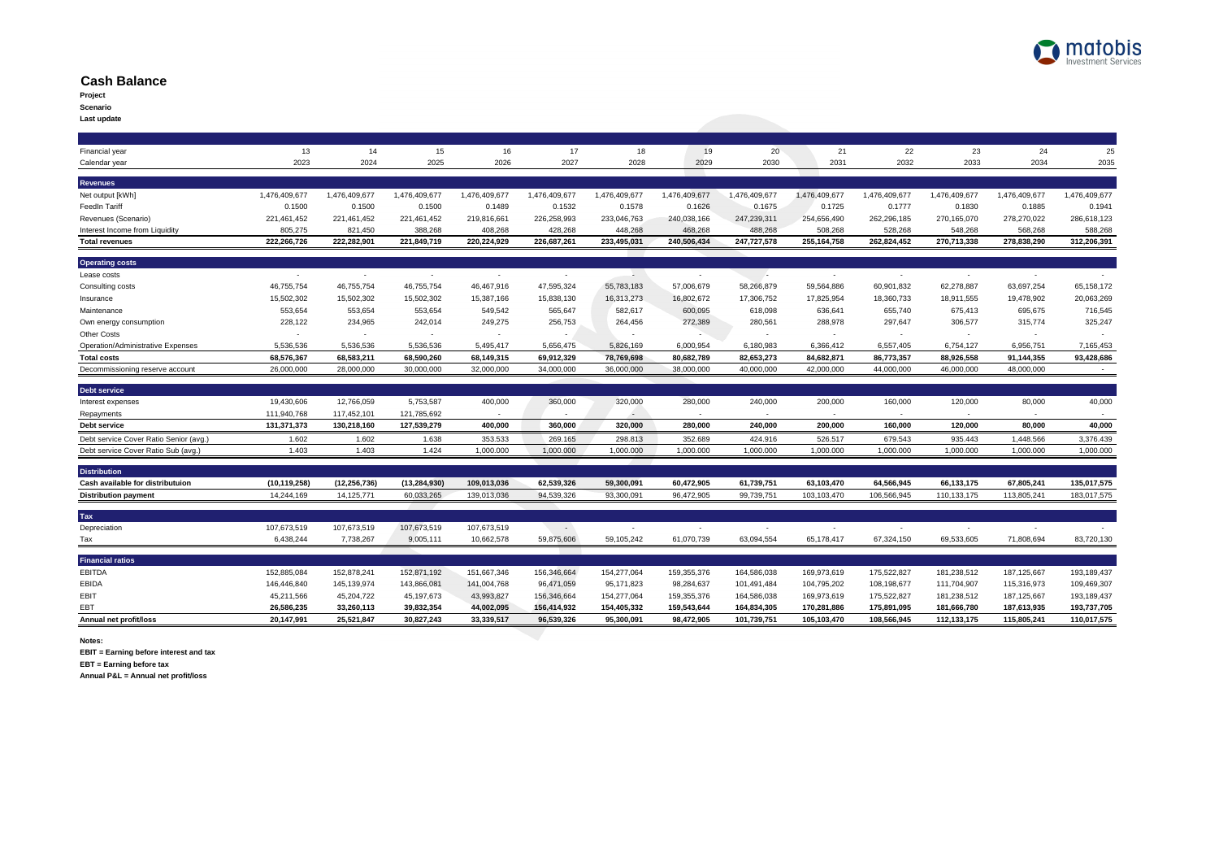## Cash Balance

**Project**

**Scenario**

**Last update**

| | | | | | | | | | | | | | |
|---|---|---|---|---|---|---|---|---|---|---|---|---|---|
| Financial year | 13 | 14 | 15 | 16 | 17 | 18 | 19 | 20 | 21 | 22 | 23 | 24 | 25 |
| Calendar year | 2023 | 2024 | 2025 | 2026 | 2027 | 2028 | 2029 | 2030 | 2031 | 2032 | 2033 | 2034 | 2035 |
| **Revenues** | | | | | | | | | | | | | |
| Net output [kWh] | 1,476,409,677 | 1,476,409,677 | 1,476,409,677 | 1,476,409,677 | 1,476,409,677 | 1,476,409,677 | 1,476,409,677 | 1,476,409,677 | 1,476,409,677 | 1,476,409,677 | 1,476,409,677 | 1,476,409,677 | 1,476,409,677 |
| FeedIn Tariff | 0.1500 | 0.1500 | 0.1500 | 0.1489 | 0.1532 | 0.1578 | 0.1626 | 0.1675 | 0.1725 | 0.1777 | 0.1830 | 0.1885 | 0.1941 |
| Revenues (Scenario) | 221,461,452 | 221,461,452 | 221,461,452 | 219,816,661 | 226,258,993 | 233,046,763 | 240,038,166 | 247,239,311 | 254,656,490 | 262,296,185 | 270,165,070 | 278,270,022 | 286,618,123 |
| Interest Income from Liquidity | 805,275 | 821,450 | 388,268 | 408,268 | 428,268 | 448,268 | 468,268 | 488,268 | 508,268 | 528,268 | 548,268 | 568,268 | 588,268 |
| **Total revenues** | **222,266,726** | **222,282,901** | **221,849,719** | **220,224,929** | **226,687,261** | **233,495,031** | **240,506,434** | **247,727,578** | **255,164,758** | **262,824,452** | **270,713,338** | **278,838,290** | **312,206,391** |
| **Operating costs** | | | | | | | | | | | | | |
| Lease costs | - | - | - | - | - | - | - | - | - | - | - | - | - |
| Consulting costs | 46,755,754 | 46,755,754 | 46,755,754 | 46,467,916 | 47,595,324 | 55,783,183 | 57,006,679 | 58,266,879 | 59,564,886 | 60,901,832 | 62,278,887 | 63,697,254 | 65,158,172 |
| Insurance | 15,502,302 | 15,502,302 | 15,502,302 | 15,387,166 | 15,838,130 | 16,313,273 | 16,802,672 | 17,306,752 | 17,825,954 | 18,360,733 | 18,911,555 | 19,478,902 | 20,063,269 |
| Maintenance | 553,654 | 553,654 | 553,654 | 549,542 | 565,647 | 582,617 | 600,095 | 618,098 | 636,641 | 655,740 | 675,413 | 695,675 | 716,545 |
| Own energy consumption | 228,122 | 234,965 | 242,014 | 249,275 | 256,753 | 264,456 | 272,389 | 280,561 | 288,978 | 297,647 | 306,577 | 315,774 | 325,247 |
| Other Costs | - | - | - | - | - | - | - | - | - | - | - | - | - |
| Operation/Administrative Expenses | 5,536,536 | 5,536,536 | 5,536,536 | 5,495,417 | 5,656,475 | 5,826,169 | 6,000,954 | 6,180,983 | 6,366,412 | 6,557,405 | 6,754,127 | 6,956,751 | 7,165,453 |
| **Total costs** | **68,576,367** | **68,583,211** | **68,590,260** | **68,149,315** | **69,912,329** | **78,769,698** | **80,682,789** | **82,653,273** | **84,682,871** | **86,773,357** | **88,926,558** | **91,144,355** | **93,428,686** |
| Decommissioning reserve account | 26,000,000 | 28,000,000 | 30,000,000 | 32,000,000 | 34,000,000 | 36,000,000 | 38,000,000 | 40,000,000 | 42,000,000 | 44,000,000 | 46,000,000 | 48,000,000 | - |
| **Debt service** | | | | | | | | | | | | | |
| Interest expenses | 19,430,606 | 12,766,059 | 5,753,587 | 400,000 | 360,000 | 320,000 | 280,000 | 240,000 | 200,000 | 160,000 | 120,000 | 80,000 | 40,000 |
| Repayments | 111,940,768 | 117,452,101 | 121,785,692 | - | - | - | - | - | - | - | - | - | - |
| **Debt service** | **131,371,373** | **130,218,160** | **127,539,279** | **400,000** | **360,000** | **320,000** | **280,000** | **240,000** | **200,000** | **160,000** | **120,000** | **80,000** | **40,000** |
| Debt service Cover Ratio Senior (avg.) | 1.602 | 1.602 | 1.638 | 353.533 | 269.165 | 298.813 | 352.689 | 424.916 | 526.517 | 679.543 | 935.443 | 1,448.566 | 3,376.439 |
| Debt service Cover Ratio Sub (avg.) | 1.403 | 1.403 | 1.424 | 1,000.000 | 1,000.000 | 1,000.000 | 1,000.000 | 1,000.000 | 1,000.000 | 1,000.000 | 1,000.000 | 1,000.000 | 1,000.000 |
| **Distribution** | | | | | | | | | | | | | |
| **Cash available for distributuion** | **(10,119,258)** | **(12,256,736)** | **(13,284,930)** | **109,013,036** | **62,539,326** | **59,300,091** | **60,472,905** | **61,739,751** | **63,103,470** | **64,566,945** | **66,133,175** | **67,805,241** | **135,017,575** |
| **Distribution payment** | 14,244,169 | 14,125,771 | 60,033,265 | 139,013,036 | 94,539,326 | 93,300,091 | 96,472,905 | 99,739,751 | 103,103,470 | 106,566,945 | 110,133,175 | 113,805,241 | 183,017,575 |
| **Tax** | | | | | | | | | | | | | |
| Depreciation | 107,673,519 | 107,673,519 | 107,673,519 | 107,673,519 | - | - | - | - | - | - | - | - | - |
| Tax | 6,438,244 | 7,738,267 | 9,005,111 | 10,662,578 | 59,875,606 | 59,105,242 | 61,070,739 | 63,094,554 | 65,178,417 | 67,324,150 | 69,533,605 | 71,808,694 | 83,720,130 |
| **Financial ratios** | | | | | | | | | | | | | |
| EBITDA | 152,885,084 | 152,878,241 | 152,871,192 | 151,667,346 | 156,346,664 | 154,277,064 | 159,355,376 | 164,586,038 | 169,973,619 | 175,522,827 | 181,238,512 | 187,125,667 | 193,189,437 |
| EBIDA | 146,446,840 | 145,139,974 | 143,866,081 | 141,004,768 | 96,471,059 | 95,171,823 | 98,284,637 | 101,491,484 | 104,795,202 | 108,198,677 | 111,704,907 | 115,316,973 | 109,469,307 |
| EBIT | 45,211,566 | 45,204,722 | 45,197,673 | 43,993,827 | 156,346,664 | 154,277,064 | 159,355,376 | 164,586,038 | 169,973,619 | 175,522,827 | 181,238,512 | 187,125,667 | 193,189,437 |
| EBT | 26,586,235 | 33,260,113 | 39,832,354 | 44,002,095 | 156,414,932 | 154,405,332 | 159,543,644 | 164,834,305 | 170,281,886 | 175,891,095 | 181,666,780 | 187,613,935 | 193,737,705 |
| **Annual net profit/loss** | **20,147,991** | **25,521,847** | **30,827,243** | **33,339,517** | **96,539,326** | **95,300,091** | **98,472,905** | **101,739,751** | **105,103,470** | **108,566,945** | **112,133,175** | **115,805,241** | **110,017,575** |

**Notes:**

**EBIT = Earning before interest and tax**

**EBT = Earning before tax**

**Annual P&L = Annual net profit/loss**